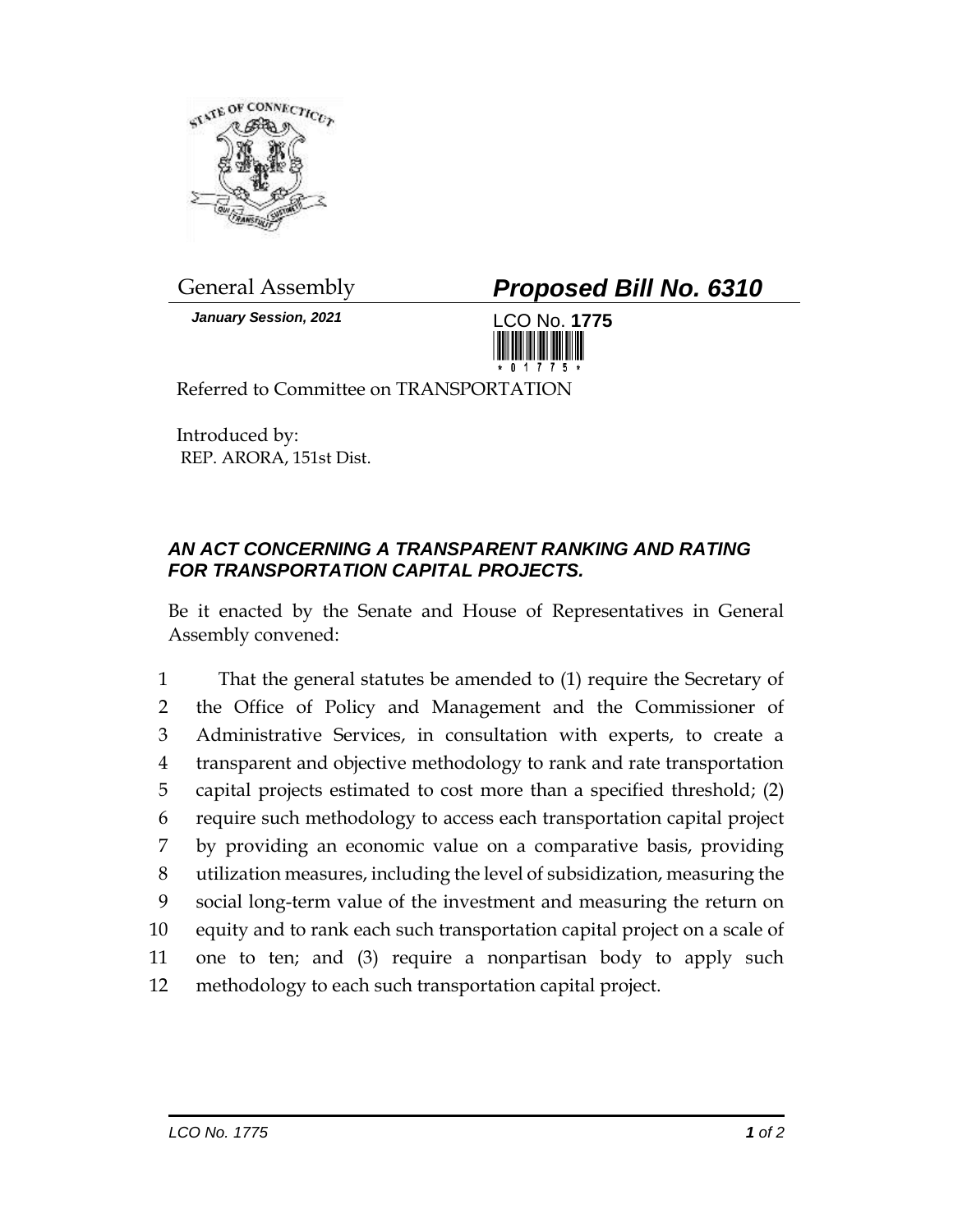General Assembly

***Proposed Bill No. 6310***

***January Session, 2021***

LCO No. **1775**

Referred to Committee on TRANSPORTATION

Introduced by:
REP. ARORA, 151st Dist.

### *AN ACT CONCERNING A TRANSPARENT RANKING AND RATING FOR TRANSPORTATION CAPITAL PROJECTS.*

Be it enacted by the Senate and House of Representatives in General Assembly convened:

1 That the general statutes be amended to (1) require the Secretary of
2 the Office of Policy and Management and the Commissioner of
3 Administrative Services, in consultation with experts, to create a
4 transparent and objective methodology to rank and rate transportation
5 capital projects estimated to cost more than a specified threshold; (2)
6 require such methodology to access each transportation capital project
7 by providing an economic value on a comparative basis, providing
8 utilization measures, including the level of subsidization, measuring the
9 social long-term value of the investment and measuring the return on
10 equity and to rank each such transportation capital project on a scale of
11 one to ten; and (3) require a nonpartisan body to apply such
12 methodology to each such transportation capital project.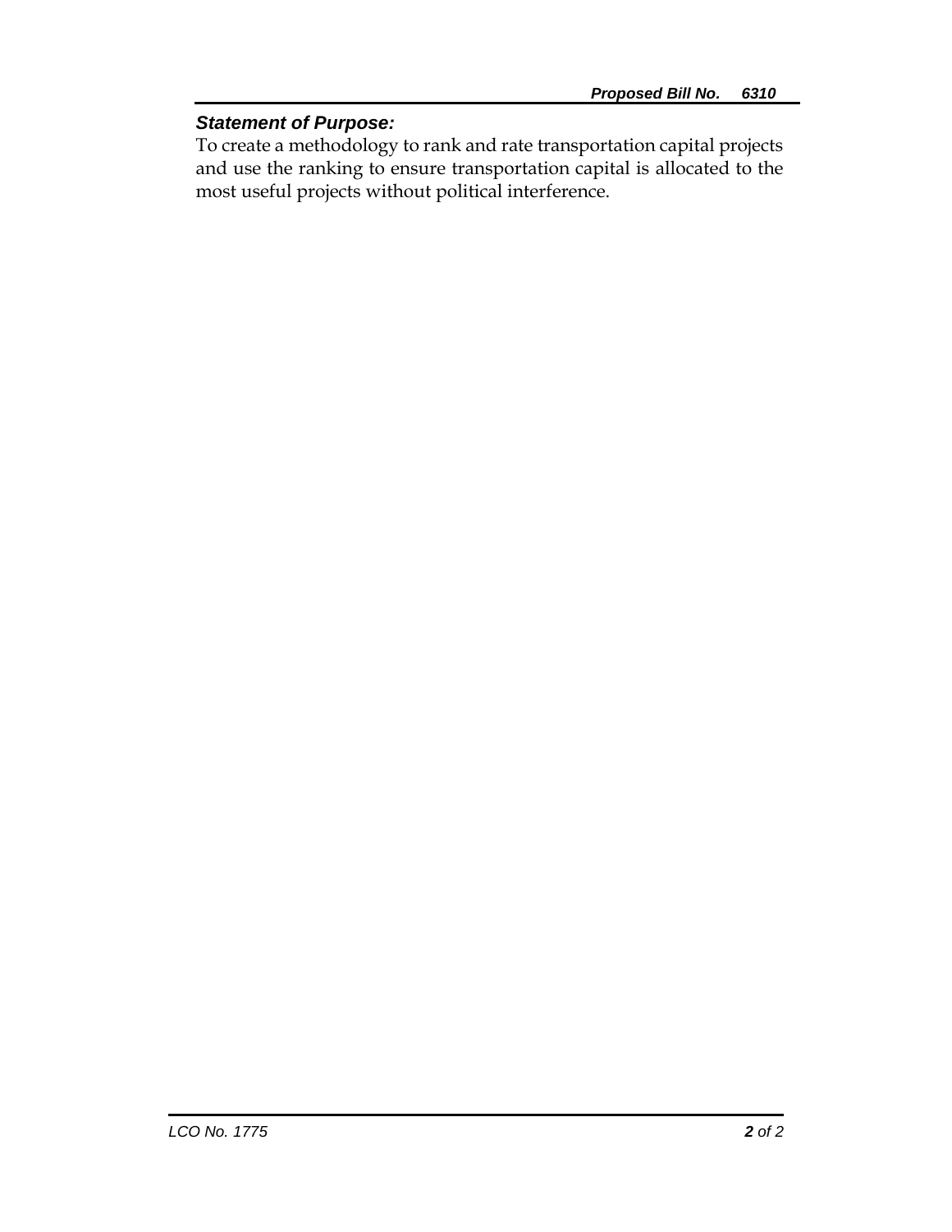***Statement of Purpose:***

To create a methodology to rank and rate transportation capital projects and use the ranking to ensure transportation capital is allocated to the most useful projects without political interference.